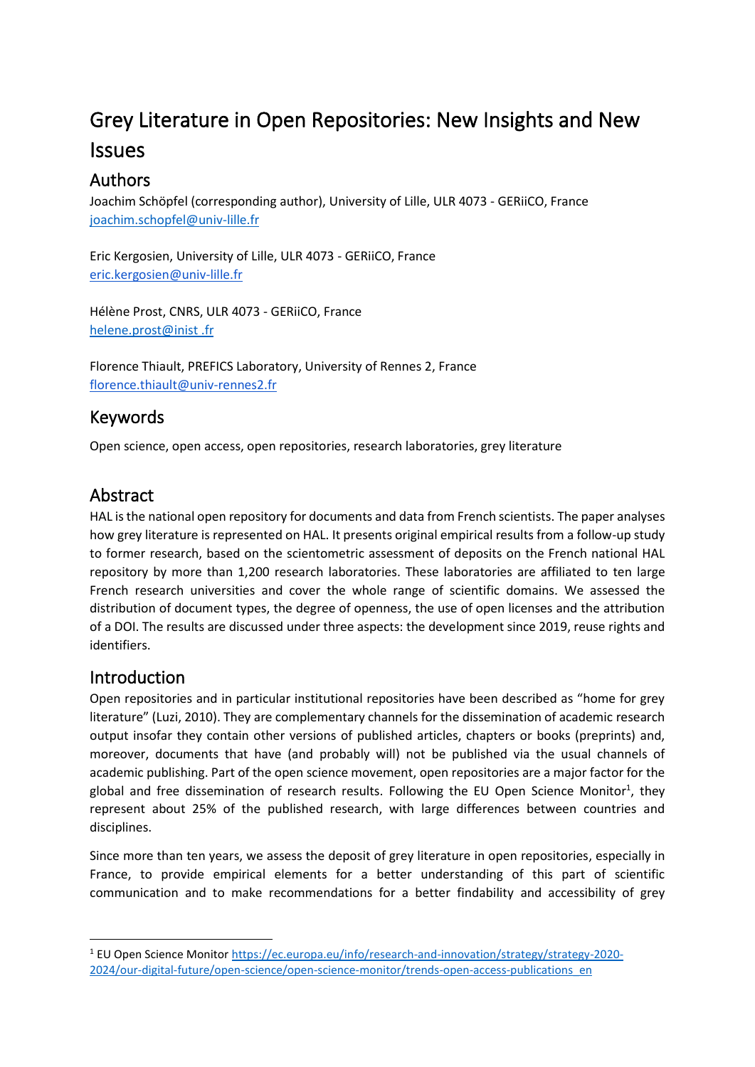# Grey Literature in Open Repositories: New Insights and New Issues

## Authors

Joachim Schöpfel (corresponding author), University of Lille, ULR 4073 - GERiiCO, France
joachim.schopfel@univ-lille.fr

Eric Kergosien, University of Lille, ULR 4073 - GERiiCO, France
eric.kergosien@univ-lille.fr

Hélène Prost, CNRS, ULR 4073 - GERiiCO, France
helene.prost@inist .fr

Florence Thiault, PREFICS Laboratory, University of Rennes 2, France
florence.thiault@univ-rennes2.fr

## Keywords

Open science, open access, open repositories, research laboratories, grey literature

## Abstract

HAL is the national open repository for documents and data from French scientists. The paper analyses how grey literature is represented on HAL. It presents original empirical results from a follow-up study to former research, based on the scientometric assessment of deposits on the French national HAL repository by more than 1,200 research laboratories. These laboratories are affiliated to ten large French research universities and cover the whole range of scientific domains. We assessed the distribution of document types, the degree of openness, the use of open licenses and the attribution of a DOI. The results are discussed under three aspects: the development since 2019, reuse rights and identifiers.

## Introduction

Open repositories and in particular institutional repositories have been described as "home for grey literature" (Luzi, 2010). They are complementary channels for the dissemination of academic research output insofar they contain other versions of published articles, chapters or books (preprints) and, moreover, documents that have (and probably will) not be published via the usual channels of academic publishing. Part of the open science movement, open repositories are a major factor for the global and free dissemination of research results. Following the EU Open Science Monitor[1], they represent about 25% of the published research, with large differences between countries and disciplines.

Since more than ten years, we assess the deposit of grey literature in open repositories, especially in France, to provide empirical elements for a better understanding of this part of scientific communication and to make recommendations for a better findability and accessibility of grey

[1] EU Open Science Monitor https://ec.europa.eu/info/research-and-innovation/strategy/strategy-2020-2024/our-digital-future/open-science/open-science-monitor/trends-open-access-publications_en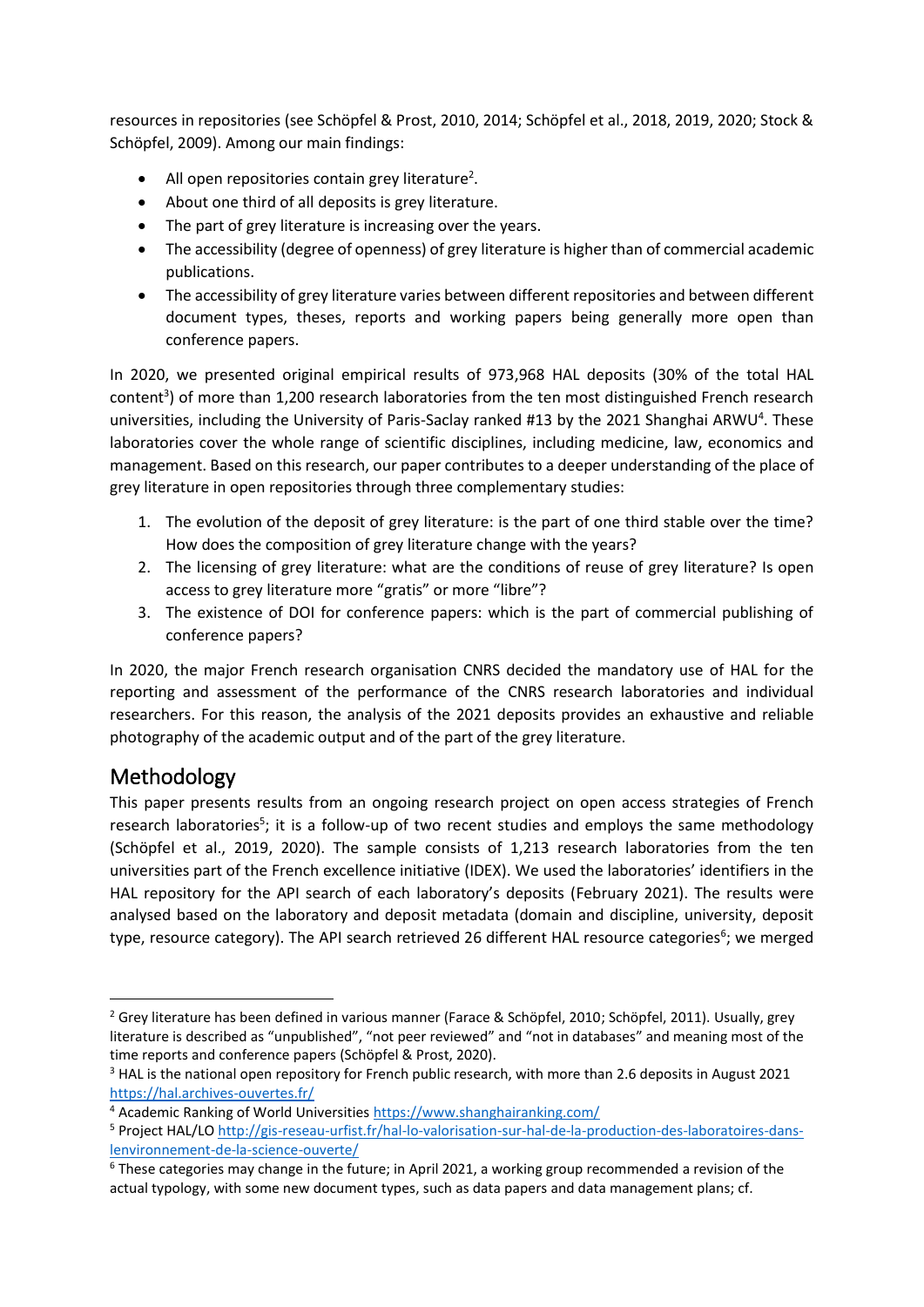resources in repositories (see Schöpfel & Prost, 2010, 2014; Schöpfel et al., 2018, 2019, 2020; Stock & Schöpfel, 2009). Among our main findings:

- All open repositories contain grey literature[2].
- About one third of all deposits is grey literature.
- The part of grey literature is increasing over the years.
- The accessibility (degree of openness) of grey literature is higher than of commercial academic publications.
- The accessibility of grey literature varies between different repositories and between different document types, theses, reports and working papers being generally more open than conference papers.

In 2020, we presented original empirical results of 973,968 HAL deposits (30% of the total HAL content[3]) of more than 1,200 research laboratories from the ten most distinguished French research universities, including the University of Paris-Saclay ranked #13 by the 2021 Shanghai ARWU[4]. These laboratories cover the whole range of scientific disciplines, including medicine, law, economics and management. Based on this research, our paper contributes to a deeper understanding of the place of grey literature in open repositories through three complementary studies:

1. The evolution of the deposit of grey literature: is the part of one third stable over the time? How does the composition of grey literature change with the years?
2. The licensing of grey literature: what are the conditions of reuse of grey literature? Is open access to grey literature more "gratis" or more "libre"?
3. The existence of DOI for conference papers: which is the part of commercial publishing of conference papers?

In 2020, the major French research organisation CNRS decided the mandatory use of HAL for the reporting and assessment of the performance of the CNRS research laboratories and individual researchers. For this reason, the analysis of the 2021 deposits provides an exhaustive and reliable photography of the academic output and of the part of the grey literature.

## Methodology

This paper presents results from an ongoing research project on open access strategies of French research laboratories[5]; it is a follow-up of two recent studies and employs the same methodology (Schöpfel et al., 2019, 2020). The sample consists of 1,213 research laboratories from the ten universities part of the French excellence initiative (IDEX). We used the laboratories' identifiers in the HAL repository for the API search of each laboratory's deposits (February 2021). The results were analysed based on the laboratory and deposit metadata (domain and discipline, university, deposit type, resource category). The API search retrieved 26 different HAL resource categories[6]; we merged

---

[2] Grey literature has been defined in various manner (Farace & Schöpfel, 2010; Schöpfel, 2011). Usually, grey literature is described as "unpublished", "not peer reviewed" and "not in databases" and meaning most of the time reports and conference papers (Schöpfel & Prost, 2020).

[3] HAL is the national open repository for French public research, with more than 2.6 deposits in August 2021 https://hal.archives-ouvertes.fr/

[4] Academic Ranking of World Universities https://www.shanghairanking.com/

[5] Project HAL/LO http://gis-reseau-urfist.fr/hal-lo-valorisation-sur-hal-de-la-production-des-laboratoires-dans-lenvironnement-de-la-science-ouverte/

[6] These categories may change in the future; in April 2021, a working group recommended a revision of the actual typology, with some new document types, such as data papers and data management plans; cf.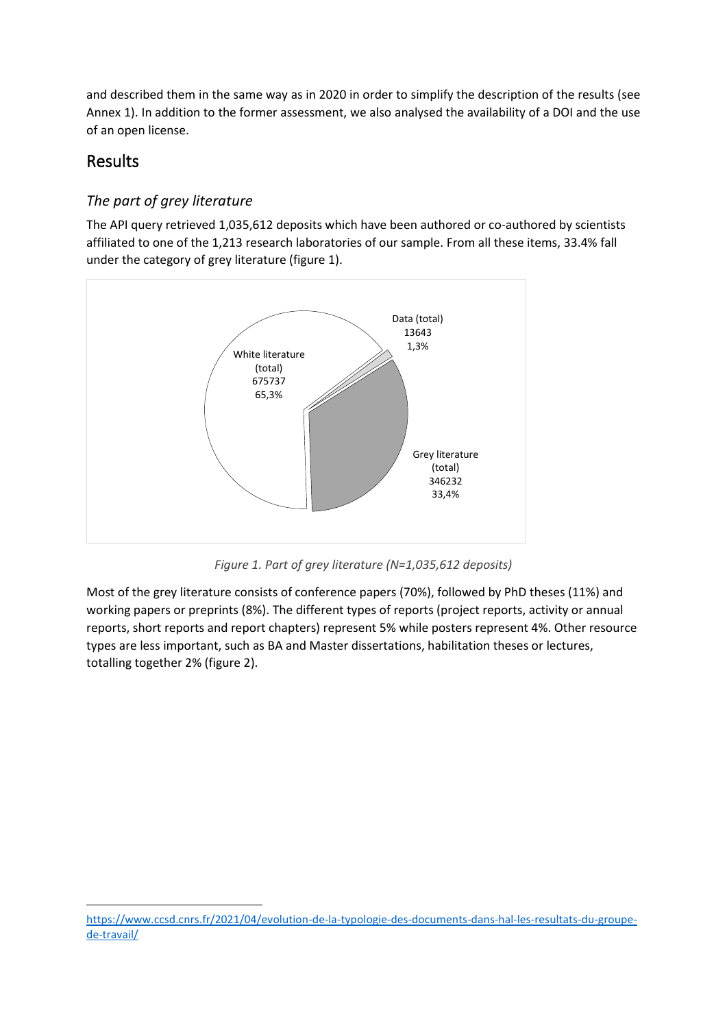and described them in the same way as in 2020 in order to simplify the description of the results (see Annex 1). In addition to the former assessment, we also analysed the availability of a DOI and the use of an open license.

## Results

### *The part of grey literature*

The API query retrieved 1,035,612 deposits which have been authored or co-authored by scientists affiliated to one of the 1,213 research laboratories of our sample. From all these items, 33.4% fall under the category of grey literature (figure 1).

White literature (total) 675737 65,3%

Data (total) 13643 1,3%

Grey literature (total) 346232 33,4%

*Figure 1. Part of grey literature (N=1,035,612 deposits)*

Most of the grey literature consists of conference papers (70%), followed by PhD theses (11%) and working papers or preprints (8%). The different types of reports (project reports, activity or annual reports, short reports and report chapters) represent 5% while posters represent 4%. Other resource types are less important, such as BA and Master dissertations, habilitation theses or lectures, totalling together 2% (figure 2).

---

https://www.ccsd.cnrs.fr/2021/04/evolution-de-la-typologie-des-documents-dans-hal-les-resultats-du-groupe-de-travail/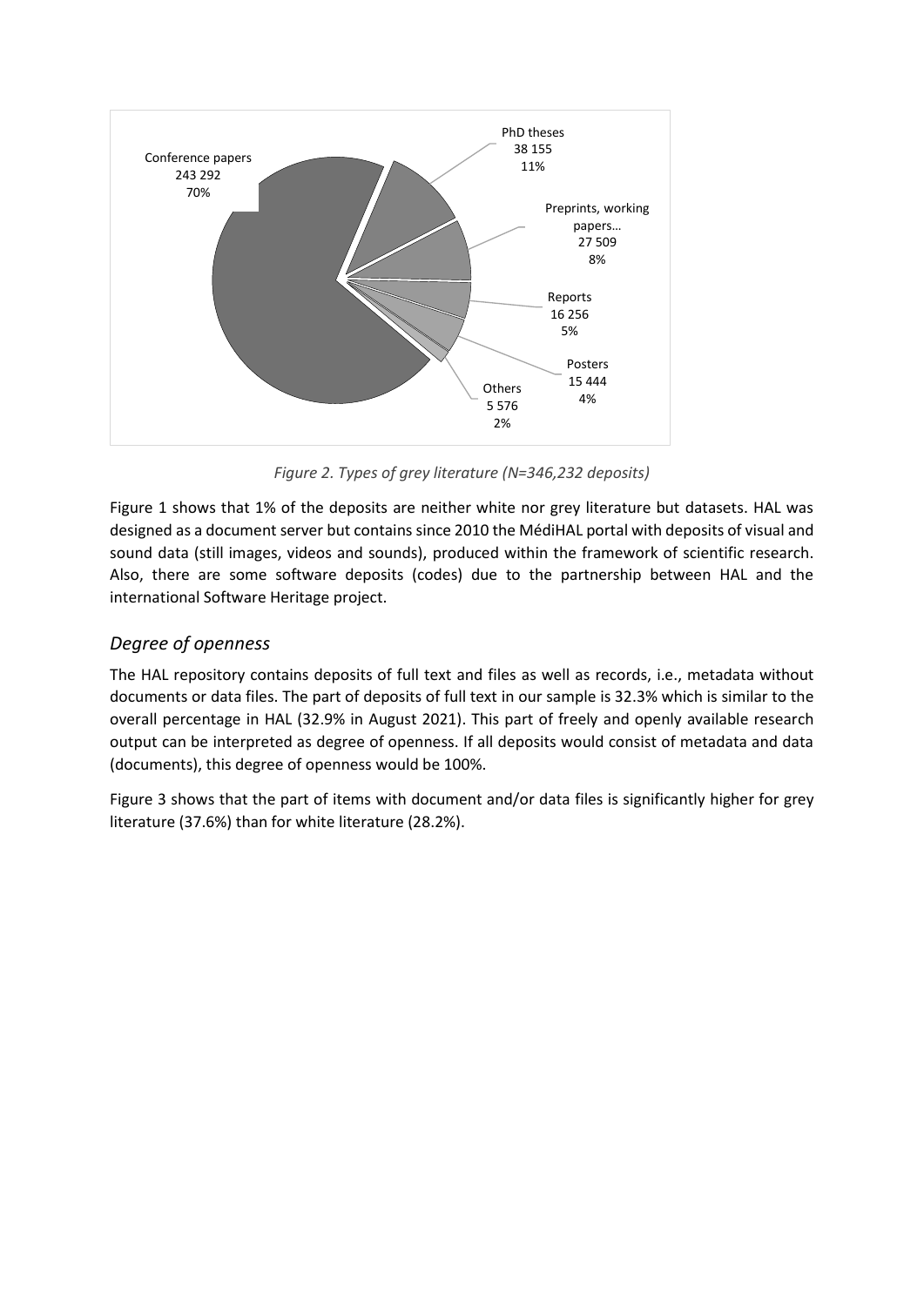Conference papers
243 292
70%

PhD theses
38 155
11%

Preprints, working papers…
27 509
8%

Reports
16 256
5%

Posters
15 444
4%

Others
5 576
2%

*Figure 2. Types of grey literature (N=346,232 deposits)*

Figure 1 shows that 1% of the deposits are neither white nor grey literature but datasets. HAL was designed as a document server but contains since 2010 the MédiHAL portal with deposits of visual and sound data (still images, videos and sounds), produced within the framework of scientific research. Also, there are some software deposits (codes) due to the partnership between HAL and the international Software Heritage project.

## *Degree of openness*

The HAL repository contains deposits of full text and files as well as records, i.e., metadata without documents or data files. The part of deposits of full text in our sample is 32.3% which is similar to the overall percentage in HAL (32.9% in August 2021). This part of freely and openly available research output can be interpreted as degree of openness. If all deposits would consist of metadata and data (documents), this degree of openness would be 100%.

Figure 3 shows that the part of items with document and/or data files is significantly higher for grey literature (37.6%) than for white literature (28.2%).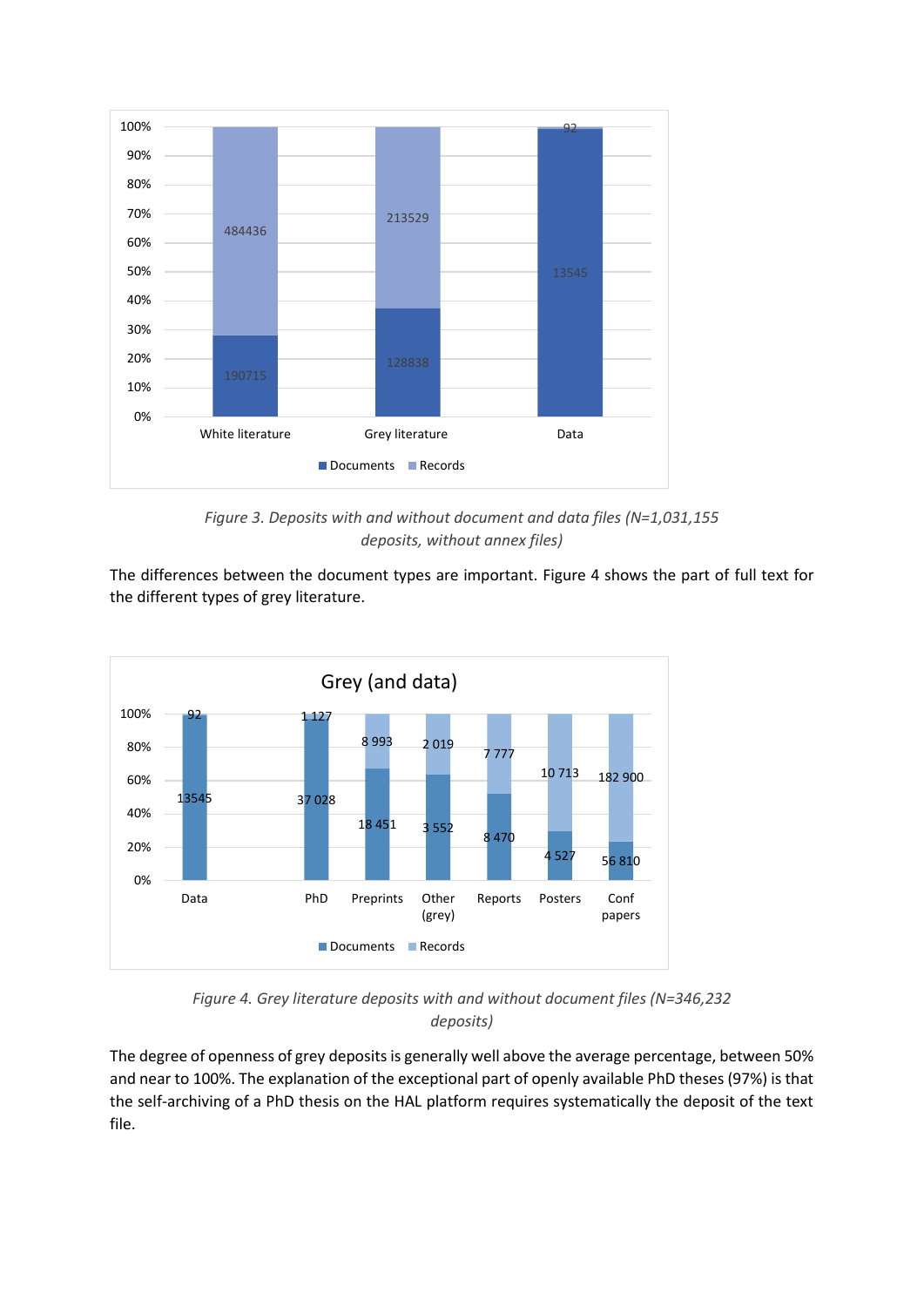Figure 3. Deposits with and without document and data files (N=1,031,155 deposits, without annex files)

The differences between the document types are important. Figure 4 shows the part of full text for the different types of grey literature.

Figure 4. Grey literature deposits with and without document files (N=346,232 deposits)

The degree of openness of grey deposits is generally well above the average percentage, between 50% and near to 100%. The explanation of the exceptional part of openly available PhD theses (97%) is that the self-archiving of a PhD thesis on the HAL platform requires systematically the deposit of the text file.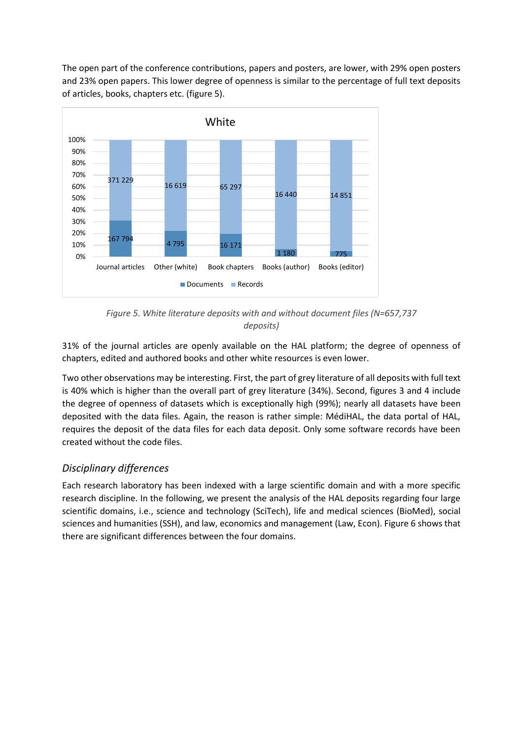The open part of the conference contributions, papers and posters, are lower, with 29% open posters and 23% open papers. This lower degree of openness is similar to the percentage of full text deposits of articles, books, chapters etc. (figure 5).

*Figure 5. White literature deposits with and without document files (N=657,737 deposits)*

31% of the journal articles are openly available on the HAL platform; the degree of openness of chapters, edited and authored books and other white resources is even lower.

Two other observations may be interesting. First, the part of grey literature of all deposits with full text is 40% which is higher than the overall part of grey literature (34%). Second, figures 3 and 4 include the degree of openness of datasets which is exceptionally high (99%); nearly all datasets have been deposited with the data files. Again, the reason is rather simple: MédiHAL, the data portal of HAL, requires the deposit of the data files for each data deposit. Only some software records have been created without the code files.

## *Disciplinary differences*

Each research laboratory has been indexed with a large scientific domain and with a more specific research discipline. In the following, we present the analysis of the HAL deposits regarding four large scientific domains, i.e., science and technology (SciTech), life and medical sciences (BioMed), social sciences and humanities (SSH), and law, economics and management (Law, Econ). Figure 6 shows that there are significant differences between the four domains.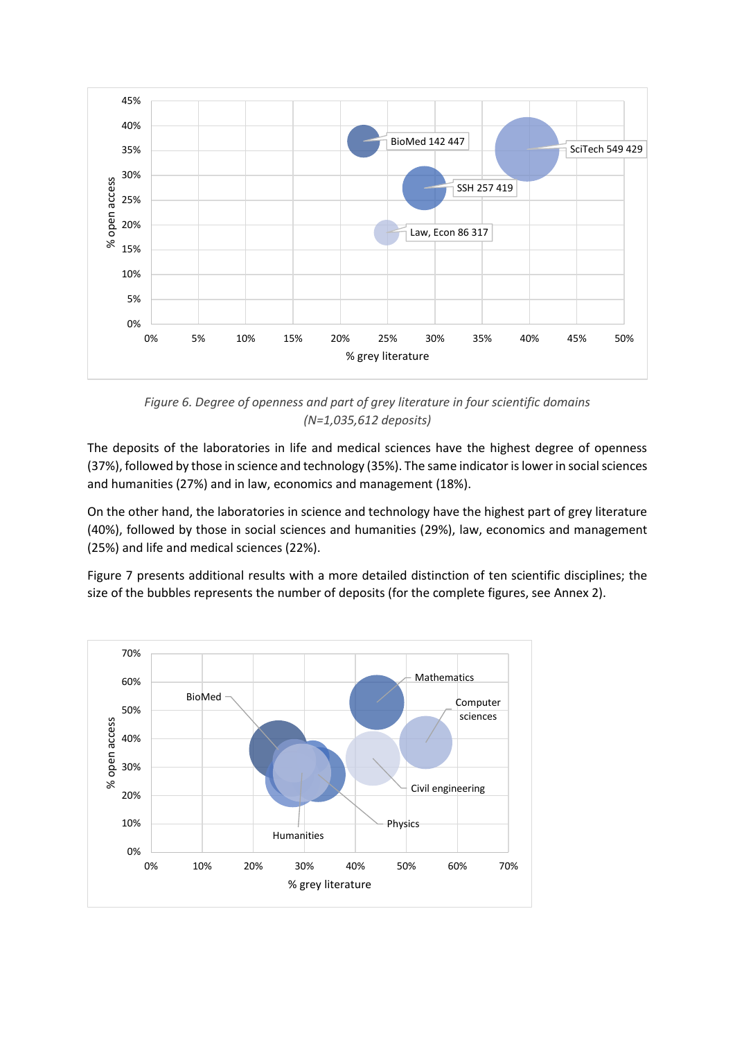*Figure 6. Degree of openness and part of grey literature in four scientific domains (N=1,035,612 deposits)*

The deposits of the laboratories in life and medical sciences have the highest degree of openness (37%), followed by those in science and technology (35%). The same indicator is lower in social sciences and humanities (27%) and in law, economics and management (18%).

On the other hand, the laboratories in science and technology have the highest part of grey literature (40%), followed by those in social sciences and humanities (29%), law, economics and management (25%) and life and medical sciences (22%).

Figure 7 presents additional results with a more detailed distinction of ten scientific disciplines; the size of the bubbles represents the number of deposits (for the complete figures, see Annex 2).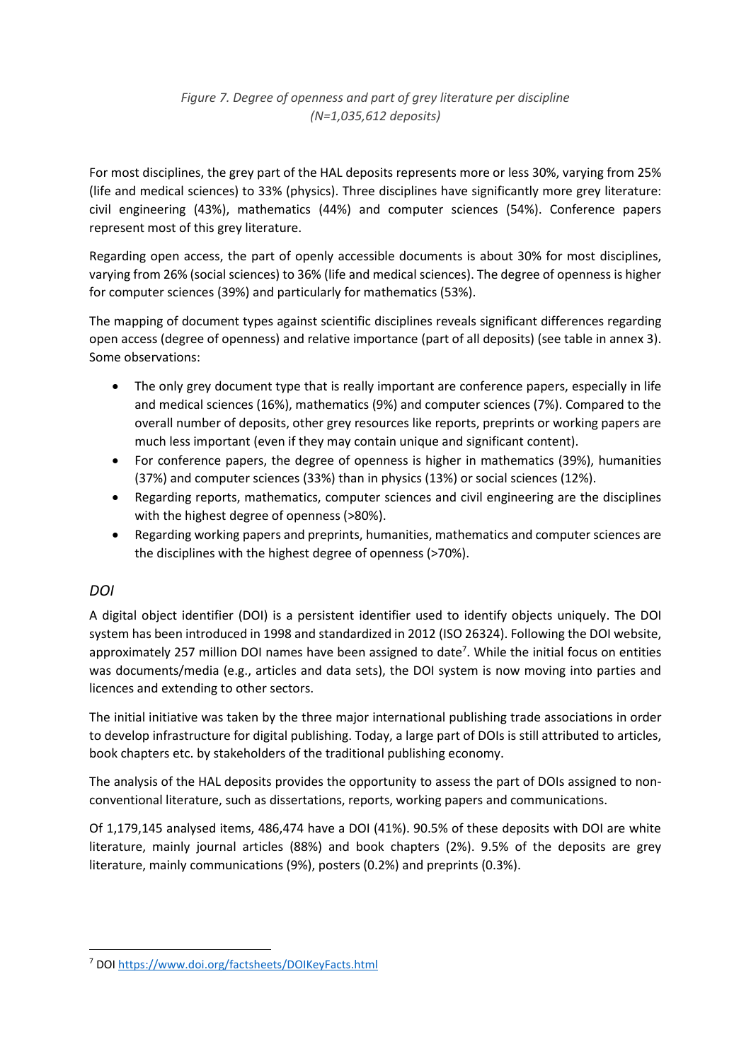*Figure 7. Degree of openness and part of grey literature per discipline (N=1,035,612 deposits)*

For most disciplines, the grey part of the HAL deposits represents more or less 30%, varying from 25% (life and medical sciences) to 33% (physics). Three disciplines have significantly more grey literature: civil engineering (43%), mathematics (44%) and computer sciences (54%). Conference papers represent most of this grey literature.

Regarding open access, the part of openly accessible documents is about 30% for most disciplines, varying from 26% (social sciences) to 36% (life and medical sciences). The degree of openness is higher for computer sciences (39%) and particularly for mathematics (53%).

The mapping of document types against scientific disciplines reveals significant differences regarding open access (degree of openness) and relative importance (part of all deposits) (see table in annex 3). Some observations:

- The only grey document type that is really important are conference papers, especially in life and medical sciences (16%), mathematics (9%) and computer sciences (7%). Compared to the overall number of deposits, other grey resources like reports, preprints or working papers are much less important (even if they may contain unique and significant content).
- For conference papers, the degree of openness is higher in mathematics (39%), humanities (37%) and computer sciences (33%) than in physics (13%) or social sciences (12%).
- Regarding reports, mathematics, computer sciences and civil engineering are the disciplines with the highest degree of openness (>80%).
- Regarding working papers and preprints, humanities, mathematics and computer sciences are the disciplines with the highest degree of openness (>70%).

## *DOI*

A digital object identifier (DOI) is a persistent identifier used to identify objects uniquely. The DOI system has been introduced in 1998 and standardized in 2012 (ISO 26324). Following the DOI website, approximately 257 million DOI names have been assigned to date[7]. While the initial focus on entities was documents/media (e.g., articles and data sets), the DOI system is now moving into parties and licences and extending to other sectors.

The initial initiative was taken by the three major international publishing trade associations in order to develop infrastructure for digital publishing. Today, a large part of DOIs is still attributed to articles, book chapters etc. by stakeholders of the traditional publishing economy.

The analysis of the HAL deposits provides the opportunity to assess the part of DOIs assigned to non-conventional literature, such as dissertations, reports, working papers and communications.

Of 1,179,145 analysed items, 486,474 have a DOI (41%). 90.5% of these deposits with DOI are white literature, mainly journal articles (88%) and book chapters (2%). 9.5% of the deposits are grey literature, mainly communications (9%), posters (0.2%) and preprints (0.3%).

[7] DOI https://www.doi.org/factsheets/DOIKeyFacts.html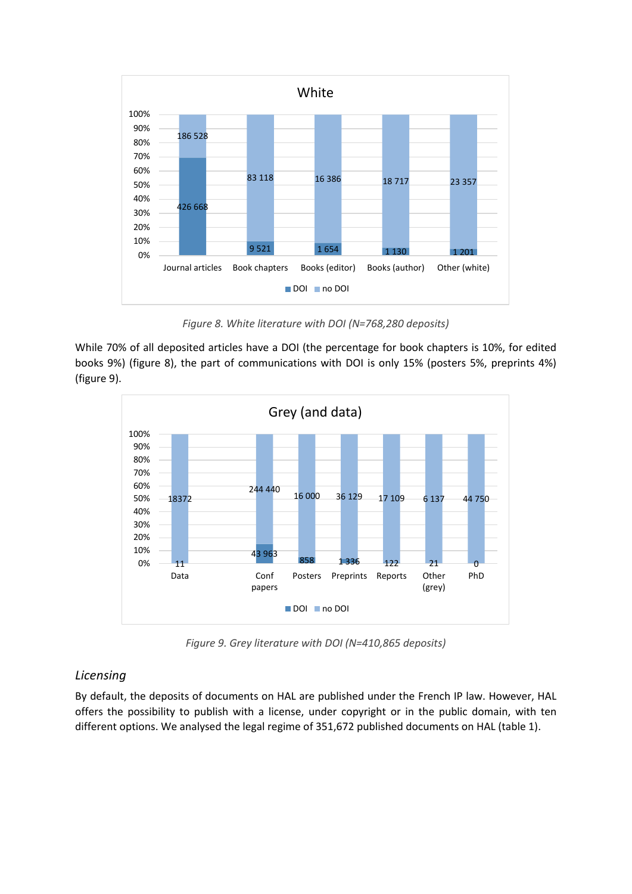**White**

| | Journal articles | Book chapters | Books (editor) | Books (author) | Other (white) |
|---|---|---|---|---|---|
| DOI | 426 668 | 9 521 | 1 654 | 1 130 | 1 201 |
| no DOI | 186 528 | 83 118 | 16 386 | 18 717 | 23 357 |

*Figure 8. White literature with DOI (N=768,280 deposits)*

While 70% of all deposited articles have a DOI (the percentage for book chapters is 10%, for edited books 9%) (figure 8), the part of communications with DOI is only 15% (posters 5%, preprints 4%) (figure 9).

**Grey (and data)**

| | Data | Conf papers | Posters | Preprints | Reports | Other (grey) | PhD |
|---|---|---|---|---|---|---|---|
| DOI | 11 | 43 963 | 858 | 1 336 | 122 | 21 | 0 |
| no DOI | 18372 | 244 440 | 16 000 | 36 129 | 17 109 | 6 137 | 44 750 |

*Figure 9. Grey literature with DOI (N=410,865 deposits)*

### *Licensing*

By default, the deposits of documents on HAL are published under the French IP law. However, HAL offers the possibility to publish with a license, under copyright or in the public domain, with ten different options. We analysed the legal regime of 351,672 published documents on HAL (table 1).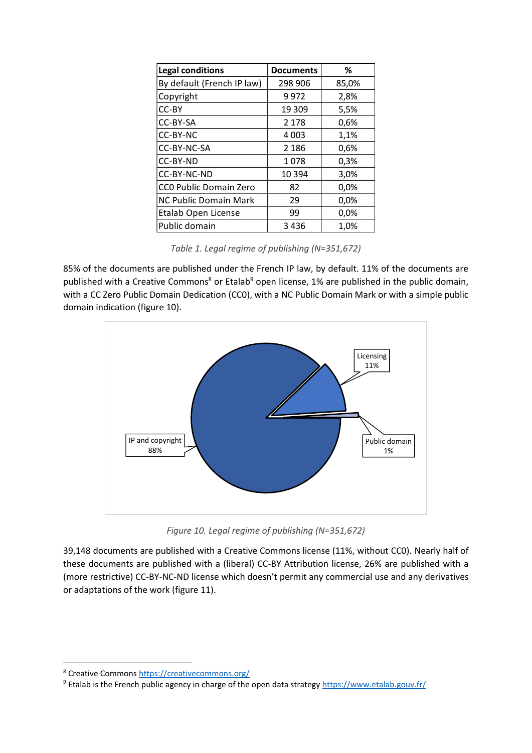| Legal conditions | Documents | % |
|---|---|---|
| By default (French IP law) | 298 906 | 85,0% |
| Copyright | 9 972 | 2,8% |
| CC-BY | 19 309 | 5,5% |
| CC-BY-SA | 2 178 | 0,6% |
| CC-BY-NC | 4 003 | 1,1% |
| CC-BY-NC-SA | 2 186 | 0,6% |
| CC-BY-ND | 1 078 | 0,3% |
| CC-BY-NC-ND | 10 394 | 3,0% |
| CC0 Public Domain Zero | 82 | 0,0% |
| NC Public Domain Mark | 29 | 0,0% |
| Etalab Open License | 99 | 0,0% |
| Public domain | 3 436 | 1,0% |

*Table 1. Legal regime of publishing (N=351,672)*

85% of the documents are published under the French IP law, by default. 11% of the documents are published with a Creative Commons[8] or Etalab[9] open license, 1% are published in the public domain, with a CC Zero Public Domain Dedication (CC0), with a NC Public Domain Mark or with a simple public domain indication (figure 10).

*Figure 10. Legal regime of publishing (N=351,672)*

39,148 documents are published with a Creative Commons license (11%, without CC0). Nearly half of these documents are published with a (liberal) CC-BY Attribution license, 26% are published with a (more restrictive) CC-BY-NC-ND license which doesn't permit any commercial use and any derivatives or adaptations of the work (figure 11).

---

[8] Creative Commons https://creativecommons.org/

[9] Etalab is the French public agency in charge of the open data strategy https://www.etalab.gouv.fr/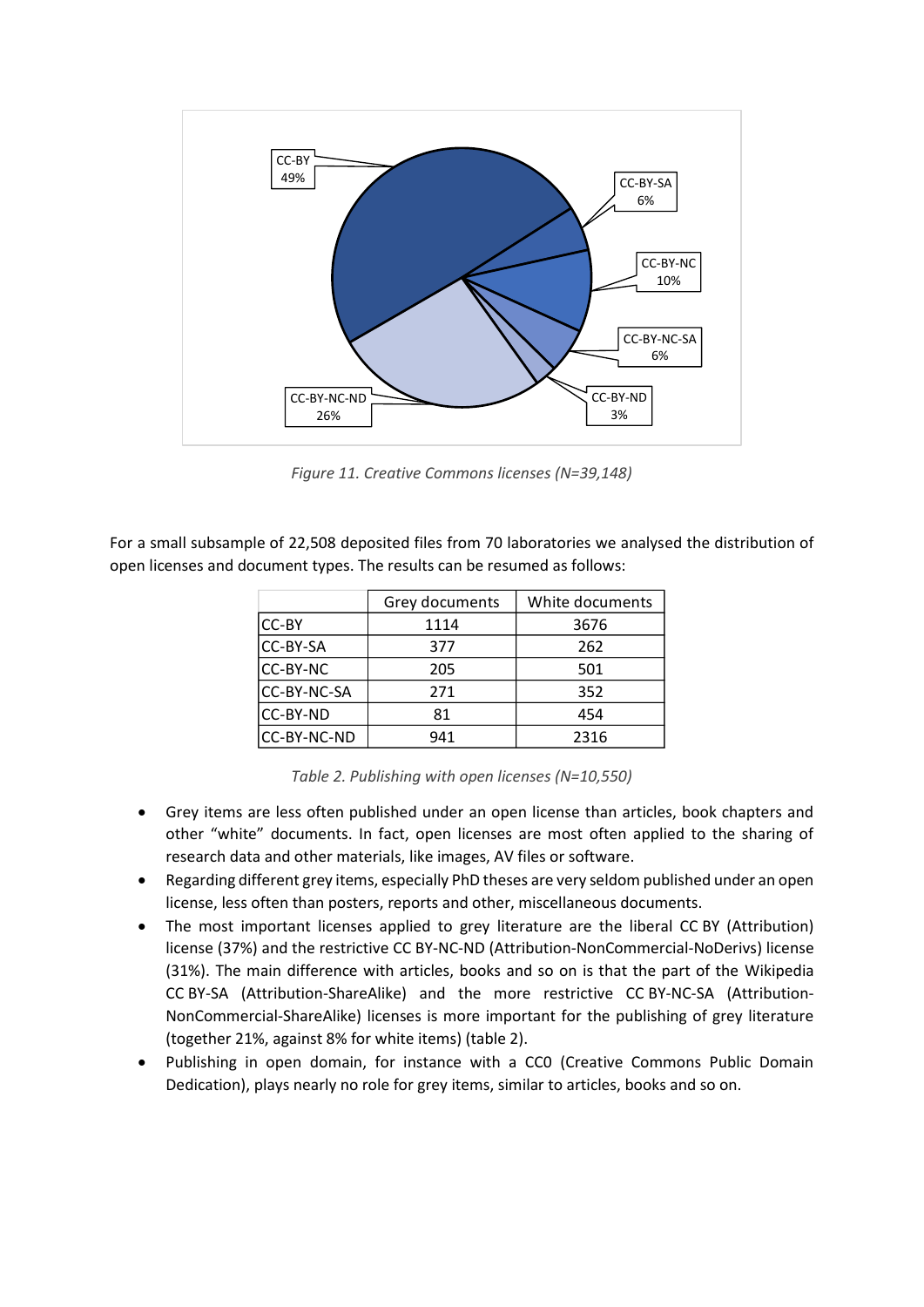Figure 11. Creative Commons licenses (N=39,148)

For a small subsample of 22,508 deposited files from 70 laboratories we analysed the distribution of open licenses and document types. The results can be resumed as follows:

| | Grey documents | White documents |
|---|---|---|
| CC-BY | 1114 | 3676 |
| CC-BY-SA | 377 | 262 |
| CC-BY-NC | 205 | 501 |
| CC-BY-NC-SA | 271 | 352 |
| CC-BY-ND | 81 | 454 |
| CC-BY-NC-ND | 941 | 2316 |

Table 2. Publishing with open licenses (N=10,550)

- Grey items are less often published under an open license than articles, book chapters and other "white" documents. In fact, open licenses are most often applied to the sharing of research data and other materials, like images, AV files or software.
- Regarding different grey items, especially PhD theses are very seldom published under an open license, less often than posters, reports and other, miscellaneous documents.
- The most important licenses applied to grey literature are the liberal CC BY (Attribution) license (37%) and the restrictive CC BY-NC-ND (Attribution-NonCommercial-NoDerivs) license (31%). The main difference with articles, books and so on is that the part of the Wikipedia CC BY-SA (Attribution-ShareAlike) and the more restrictive CC BY-NC-SA (Attribution-NonCommercial-ShareAlike) licenses is more important for the publishing of grey literature (together 21%, against 8% for white items) (table 2).
- Publishing in open domain, for instance with a CC0 (Creative Commons Public Domain Dedication), plays nearly no role for grey items, similar to articles, books and so on.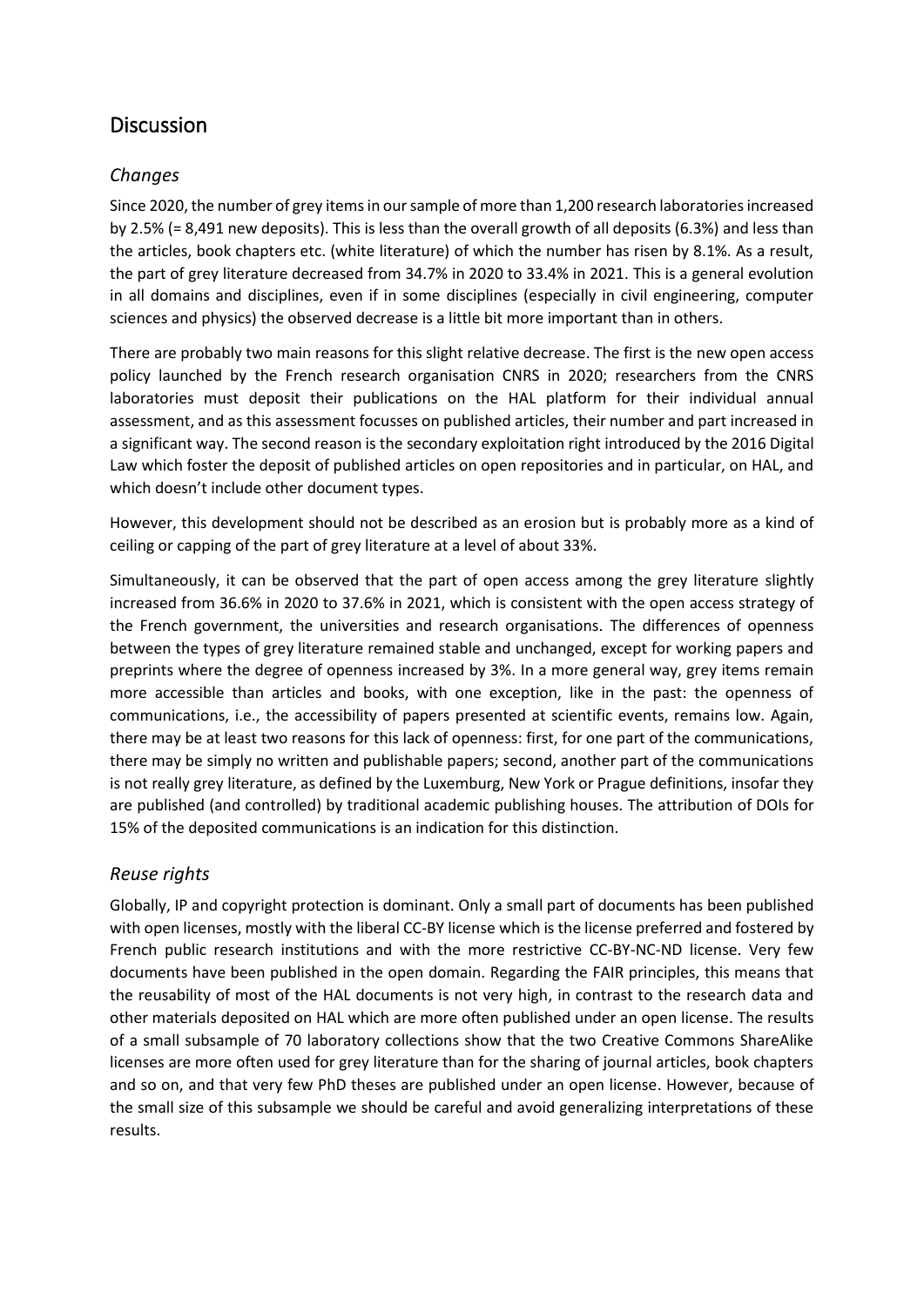## Discussion

### *Changes*

Since 2020, the number of grey items in our sample of more than 1,200 research laboratories increased by 2.5% (= 8,491 new deposits). This is less than the overall growth of all deposits (6.3%) and less than the articles, book chapters etc. (white literature) of which the number has risen by 8.1%. As a result, the part of grey literature decreased from 34.7% in 2020 to 33.4% in 2021. This is a general evolution in all domains and disciplines, even if in some disciplines (especially in civil engineering, computer sciences and physics) the observed decrease is a little bit more important than in others.

There are probably two main reasons for this slight relative decrease. The first is the new open access policy launched by the French research organisation CNRS in 2020; researchers from the CNRS laboratories must deposit their publications on the HAL platform for their individual annual assessment, and as this assessment focusses on published articles, their number and part increased in a significant way. The second reason is the secondary exploitation right introduced by the 2016 Digital Law which foster the deposit of published articles on open repositories and in particular, on HAL, and which doesn't include other document types.

However, this development should not be described as an erosion but is probably more as a kind of ceiling or capping of the part of grey literature at a level of about 33%.

Simultaneously, it can be observed that the part of open access among the grey literature slightly increased from 36.6% in 2020 to 37.6% in 2021, which is consistent with the open access strategy of the French government, the universities and research organisations. The differences of openness between the types of grey literature remained stable and unchanged, except for working papers and preprints where the degree of openness increased by 3%. In a more general way, grey items remain more accessible than articles and books, with one exception, like in the past: the openness of communications, i.e., the accessibility of papers presented at scientific events, remains low. Again, there may be at least two reasons for this lack of openness: first, for one part of the communications, there may be simply no written and publishable papers; second, another part of the communications is not really grey literature, as defined by the Luxemburg, New York or Prague definitions, insofar they are published (and controlled) by traditional academic publishing houses. The attribution of DOIs for 15% of the deposited communications is an indication for this distinction.

### *Reuse rights*

Globally, IP and copyright protection is dominant. Only a small part of documents has been published with open licenses, mostly with the liberal CC-BY license which is the license preferred and fostered by French public research institutions and with the more restrictive CC-BY-NC-ND license. Very few documents have been published in the open domain. Regarding the FAIR principles, this means that the reusability of most of the HAL documents is not very high, in contrast to the research data and other materials deposited on HAL which are more often published under an open license. The results of a small subsample of 70 laboratory collections show that the two Creative Commons ShareAlike licenses are more often used for grey literature than for the sharing of journal articles, book chapters and so on, and that very few PhD theses are published under an open license. However, because of the small size of this subsample we should be careful and avoid generalizing interpretations of these results.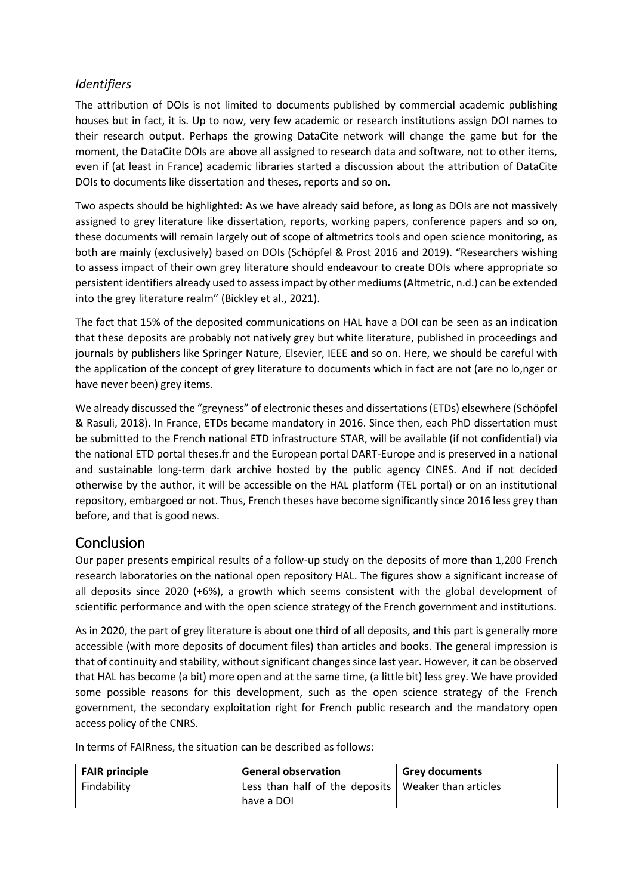### *Identifiers*

The attribution of DOIs is not limited to documents published by commercial academic publishing houses but in fact, it is. Up to now, very few academic or research institutions assign DOI names to their research output. Perhaps the growing DataCite network will change the game but for the moment, the DataCite DOIs are above all assigned to research data and software, not to other items, even if (at least in France) academic libraries started a discussion about the attribution of DataCite DOIs to documents like dissertation and theses, reports and so on.

Two aspects should be highlighted: As we have already said before, as long as DOIs are not massively assigned to grey literature like dissertation, reports, working papers, conference papers and so on, these documents will remain largely out of scope of altmetrics tools and open science monitoring, as both are mainly (exclusively) based on DOIs (Schöpfel & Prost 2016 and 2019). "Researchers wishing to assess impact of their own grey literature should endeavour to create DOIs where appropriate so persistent identifiers already used to assess impact by other mediums (Altmetric, n.d.) can be extended into the grey literature realm" (Bickley et al., 2021).

The fact that 15% of the deposited communications on HAL have a DOI can be seen as an indication that these deposits are probably not natively grey but white literature, published in proceedings and journals by publishers like Springer Nature, Elsevier, IEEE and so on. Here, we should be careful with the application of the concept of grey literature to documents which in fact are not (are no lo,nger or have never been) grey items.

We already discussed the "greyness" of electronic theses and dissertations (ETDs) elsewhere (Schöpfel & Rasuli, 2018). In France, ETDs became mandatory in 2016. Since then, each PhD dissertation must be submitted to the French national ETD infrastructure STAR, will be available (if not confidential) via the national ETD portal theses.fr and the European portal DART-Europe and is preserved in a national and sustainable long-term dark archive hosted by the public agency CINES. And if not decided otherwise by the author, it will be accessible on the HAL platform (TEL portal) or on an institutional repository, embargoed or not. Thus, French theses have become significantly since 2016 less grey than before, and that is good news.

## Conclusion

Our paper presents empirical results of a follow-up study on the deposits of more than 1,200 French research laboratories on the national open repository HAL. The figures show a significant increase of all deposits since 2020 (+6%), a growth which seems consistent with the global development of scientific performance and with the open science strategy of the French government and institutions.

As in 2020, the part of grey literature is about one third of all deposits, and this part is generally more accessible (with more deposits of document files) than articles and books. The general impression is that of continuity and stability, without significant changes since last year. However, it can be observed that HAL has become (a bit) more open and at the same time, (a little bit) less grey. We have provided some possible reasons for this development, such as the open science strategy of the French government, the secondary exploitation right for French public research and the mandatory open access policy of the CNRS.

In terms of FAIRness, the situation can be described as follows:

| FAIR principle | General observation | Grey documents |
|---|---|---|
| Findability | Less than half of the deposits have a DOI | Weaker than articles |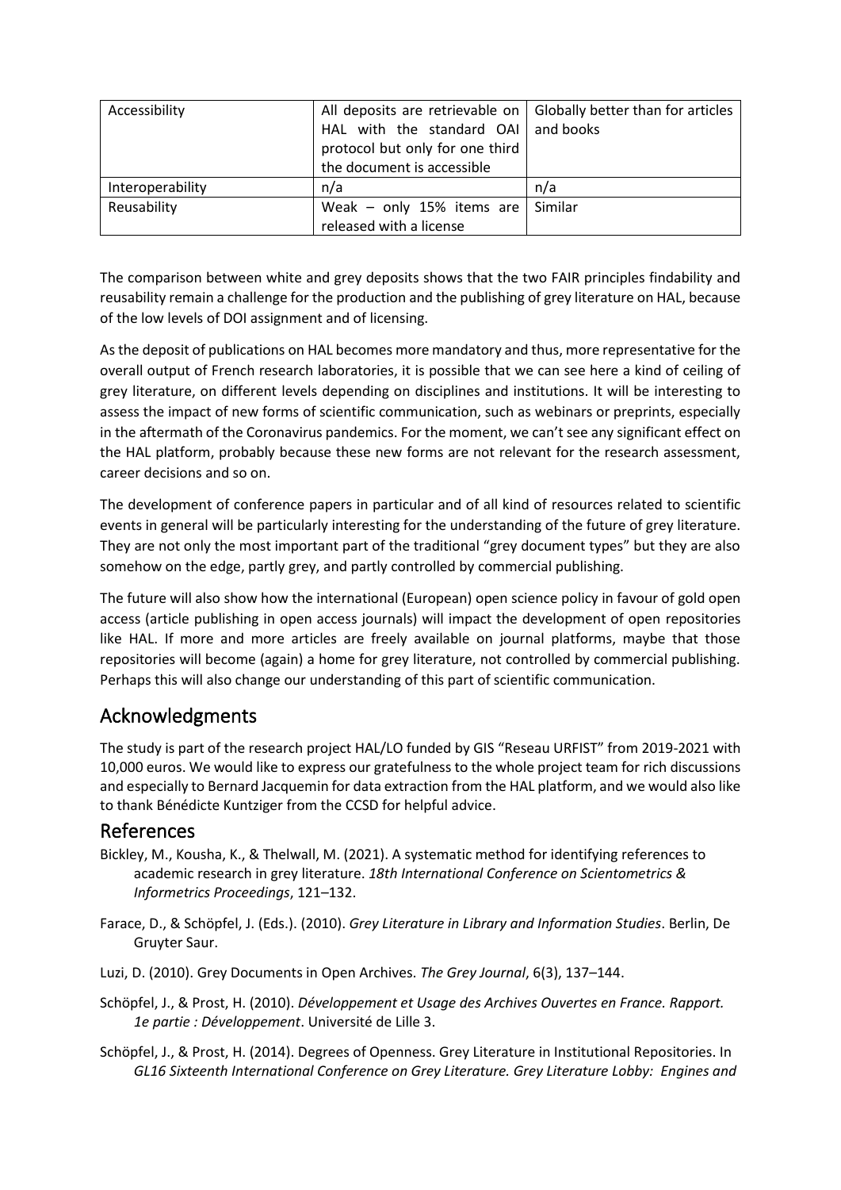| Accessibility | All deposits are retrievable on HAL with the standard OAI protocol but only for one third the document is accessible | Globally better than for articles and books |
|---|---|---|
| Interoperability | n/a | n/a |
| Reusability | Weak – only 15% items are released with a license | Similar |

The comparison between white and grey deposits shows that the two FAIR principles findability and reusability remain a challenge for the production and the publishing of grey literature on HAL, because of the low levels of DOI assignment and of licensing.

As the deposit of publications on HAL becomes more mandatory and thus, more representative for the overall output of French research laboratories, it is possible that we can see here a kind of ceiling of grey literature, on different levels depending on disciplines and institutions. It will be interesting to assess the impact of new forms of scientific communication, such as webinars or preprints, especially in the aftermath of the Coronavirus pandemics. For the moment, we can't see any significant effect on the HAL platform, probably because these new forms are not relevant for the research assessment, career decisions and so on.

The development of conference papers in particular and of all kind of resources related to scientific events in general will be particularly interesting for the understanding of the future of grey literature. They are not only the most important part of the traditional "grey document types" but they are also somehow on the edge, partly grey, and partly controlled by commercial publishing.

The future will also show how the international (European) open science policy in favour of gold open access (article publishing in open access journals) will impact the development of open repositories like HAL. If more and more articles are freely available on journal platforms, maybe that those repositories will become (again) a home for grey literature, not controlled by commercial publishing. Perhaps this will also change our understanding of this part of scientific communication.

## Acknowledgments

The study is part of the research project HAL/LO funded by GIS "Reseau URFIST" from 2019-2021 with 10,000 euros. We would like to express our gratefulness to the whole project team for rich discussions and especially to Bernard Jacquemin for data extraction from the HAL platform, and we would also like to thank Bénédicte Kuntziger from the CCSD for helpful advice.

## References

Bickley, M., Kousha, K., & Thelwall, M. (2021). A systematic method for identifying references to academic research in grey literature. *18th International Conference on Scientometrics & Informetrics Proceedings*, 121–132.

Farace, D., & Schöpfel, J. (Eds.). (2010). *Grey Literature in Library and Information Studies*. Berlin, De Gruyter Saur.

Luzi, D. (2010). Grey Documents in Open Archives. *The Grey Journal*, 6(3), 137–144.

Schöpfel, J., & Prost, H. (2010). *Développement et Usage des Archives Ouvertes en France. Rapport. 1e partie : Développement*. Université de Lille 3.

Schöpfel, J., & Prost, H. (2014). Degrees of Openness. Grey Literature in Institutional Repositories. In *GL16 Sixteenth International Conference on Grey Literature. Grey Literature Lobby: Engines and*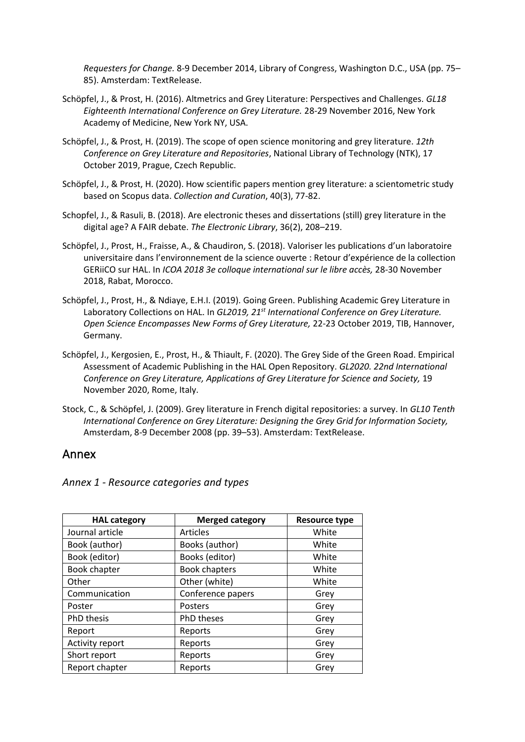*Requesters for Change.* 8-9 December 2014, Library of Congress, Washington D.C., USA (pp. 75–85). Amsterdam: TextRelease.

Schöpfel, J., & Prost, H. (2016). Altmetrics and Grey Literature: Perspectives and Challenges. *GL18 Eighteenth International Conference on Grey Literature.* 28-29 November 2016, New York Academy of Medicine, New York NY, USA.

Schöpfel, J., & Prost, H. (2019). The scope of open science monitoring and grey literature. *12th Conference on Grey Literature and Repositories*, National Library of Technology (NTK), 17 October 2019, Prague, Czech Republic.

Schöpfel, J., & Prost, H. (2020). How scientific papers mention grey literature: a scientometric study based on Scopus data. *Collection and Curation*, 40(3), 77-82.

Schopfel, J., & Rasuli, B. (2018). Are electronic theses and dissertations (still) grey literature in the digital age? A FAIR debate. *The Electronic Library*, 36(2), 208–219.

Schöpfel, J., Prost, H., Fraisse, A., & Chaudiron, S. (2018). Valoriser les publications d'un laboratoire universitaire dans l'environnement de la science ouverte : Retour d'expérience de la collection GERiiCO sur HAL. In *ICOA 2018 3e colloque international sur le libre accès,* 28-30 November 2018, Rabat, Morocco.

Schöpfel, J., Prost, H., & Ndiaye, E.H.I. (2019). Going Green. Publishing Academic Grey Literature in Laboratory Collections on HAL. In *GL2019, 21st International Conference on Grey Literature. Open Science Encompasses New Forms of Grey Literature,* 22-23 October 2019, TIB, Hannover, Germany.

Schöpfel, J., Kergosien, E., Prost, H., & Thiault, F. (2020). The Grey Side of the Green Road. Empirical Assessment of Academic Publishing in the HAL Open Repository. *GL2020. 22nd International Conference on Grey Literature, Applications of Grey Literature for Science and Society,* 19 November 2020, Rome, Italy.

Stock, C., & Schöpfel, J. (2009). Grey literature in French digital repositories: a survey. In *GL10 Tenth International Conference on Grey Literature: Designing the Grey Grid for Information Society,* Amsterdam, 8-9 December 2008 (pp. 39–53). Amsterdam: TextRelease.

## Annex

### *Annex 1 - Resource categories and types*

| HAL category | Merged category | Resource type |
|---|---|---|
| Journal article | Articles | White |
| Book (author) | Books (author) | White |
| Book (editor) | Books (editor) | White |
| Book chapter | Book chapters | White |
| Other | Other (white) | White |
| Communication | Conference papers | Grey |
| Poster | Posters | Grey |
| PhD thesis | PhD theses | Grey |
| Report | Reports | Grey |
| Activity report | Reports | Grey |
| Short report | Reports | Grey |
| Report chapter | Reports | Grey |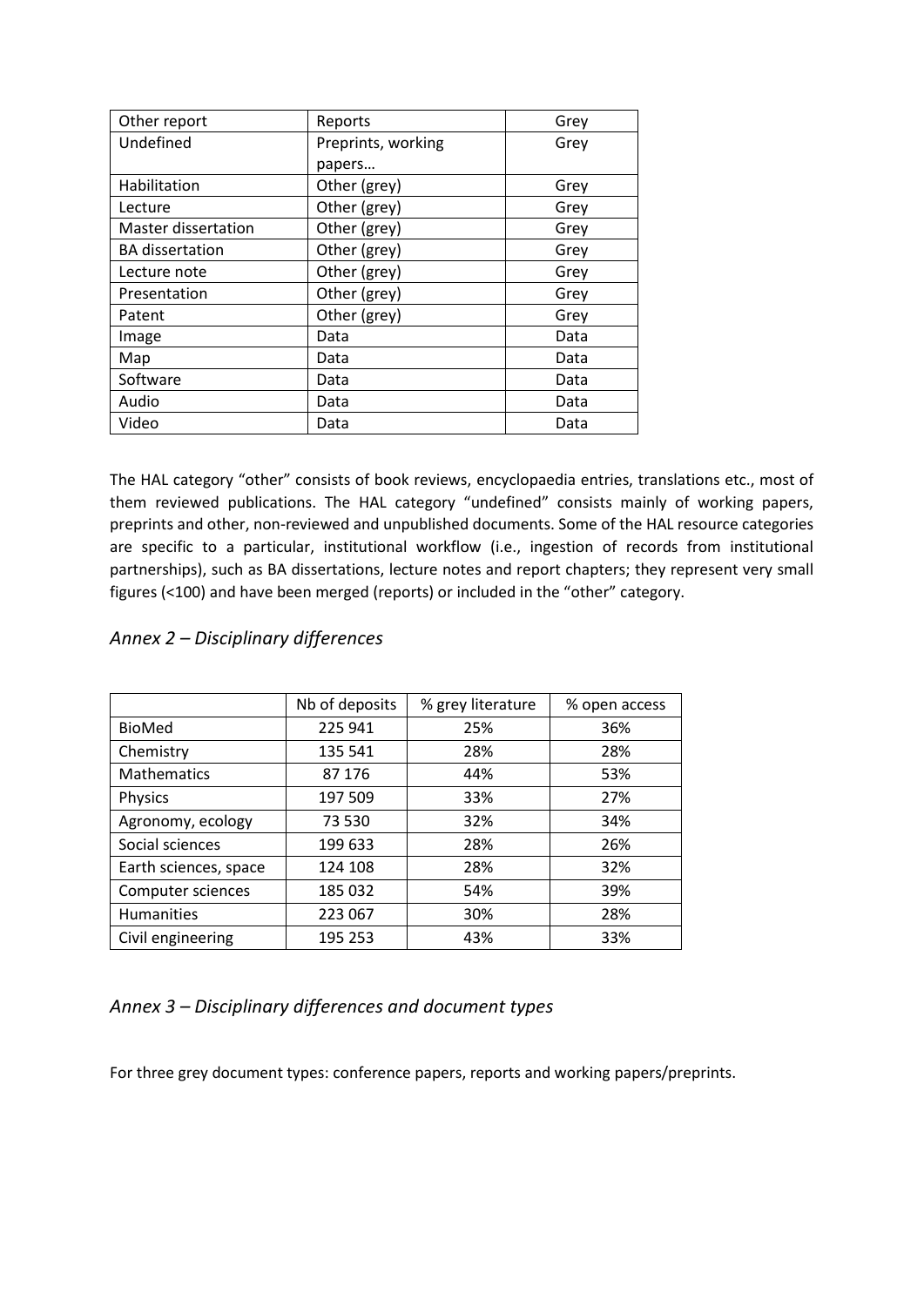| Other report | Reports | Grey |
|---|---|---|
| Undefined | Preprints, working papers… | Grey |
| Habilitation | Other (grey) | Grey |
| Lecture | Other (grey) | Grey |
| Master dissertation | Other (grey) | Grey |
| BA dissertation | Other (grey) | Grey |
| Lecture note | Other (grey) | Grey |
| Presentation | Other (grey) | Grey |
| Patent | Other (grey) | Grey |
| Image | Data | Data |
| Map | Data | Data |
| Software | Data | Data |
| Audio | Data | Data |
| Video | Data | Data |

The HAL category "other" consists of book reviews, encyclopaedia entries, translations etc., most of them reviewed publications. The HAL category "undefined" consists mainly of working papers, preprints and other, non-reviewed and unpublished documents. Some of the HAL resource categories are specific to a particular, institutional workflow (i.e., ingestion of records from institutional partnerships), such as BA dissertations, lecture notes and report chapters; they represent very small figures (<100) and have been merged (reports) or included in the "other" category.

## *Annex 2 – Disciplinary differences*

| | Nb of deposits | % grey literature | % open access |
|---|---|---|---|
| BioMed | 225 941 | 25% | 36% |
| Chemistry | 135 541 | 28% | 28% |
| Mathematics | 87 176 | 44% | 53% |
| Physics | 197 509 | 33% | 27% |
| Agronomy, ecology | 73 530 | 32% | 34% |
| Social sciences | 199 633 | 28% | 26% |
| Earth sciences, space | 124 108 | 28% | 32% |
| Computer sciences | 185 032 | 54% | 39% |
| Humanities | 223 067 | 30% | 28% |
| Civil engineering | 195 253 | 43% | 33% |

## *Annex 3 – Disciplinary differences and document types*

For three grey document types: conference papers, reports and working papers/preprints.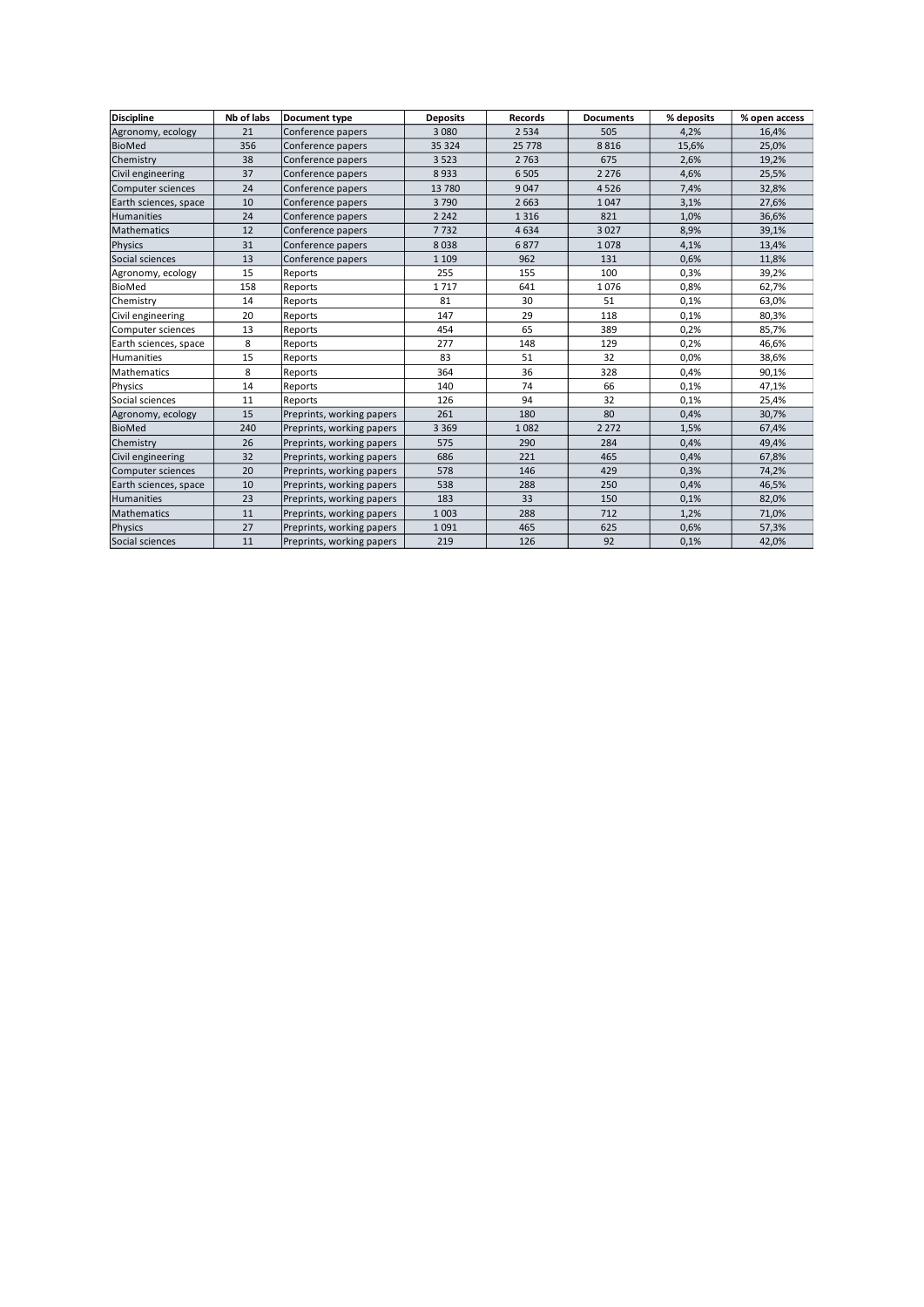| Discipline | Nb of labs | Document type | Deposits | Records | Documents | % deposits | % open access |
|---|---|---|---|---|---|---|---|
| Agronomy, ecology | 21 | Conference papers | 3 080 | 2 534 | 505 | 4,2% | 16,4% |
| BioMed | 356 | Conference papers | 35 324 | 25 778 | 8 816 | 15,6% | 25,0% |
| Chemistry | 38 | Conference papers | 3 523 | 2 763 | 675 | 2,6% | 19,2% |
| Civil engineering | 37 | Conference papers | 8 933 | 6 505 | 2 276 | 4,6% | 25,5% |
| Computer sciences | 24 | Conference papers | 13 780 | 9 047 | 4 526 | 7,4% | 32,8% |
| Earth sciences, space | 10 | Conference papers | 3 790 | 2 663 | 1 047 | 3,1% | 27,6% |
| Humanities | 24 | Conference papers | 2 242 | 1 316 | 821 | 1,0% | 36,6% |
| Mathematics | 12 | Conference papers | 7 732 | 4 634 | 3 027 | 8,9% | 39,1% |
| Physics | 31 | Conference papers | 8 038 | 6 877 | 1 078 | 4,1% | 13,4% |
| Social sciences | 13 | Conference papers | 1 109 | 962 | 131 | 0,6% | 11,8% |
| Agronomy, ecology | 15 | Reports | 255 | 155 | 100 | 0,3% | 39,2% |
| BioMed | 158 | Reports | 1 717 | 641 | 1 076 | 0,8% | 62,7% |
| Chemistry | 14 | Reports | 81 | 30 | 51 | 0,1% | 63,0% |
| Civil engineering | 20 | Reports | 147 | 29 | 118 | 0,1% | 80,3% |
| Computer sciences | 13 | Reports | 454 | 65 | 389 | 0,2% | 85,7% |
| Earth sciences, space | 8 | Reports | 277 | 148 | 129 | 0,2% | 46,6% |
| Humanities | 15 | Reports | 83 | 51 | 32 | 0,0% | 38,6% |
| Mathematics | 8 | Reports | 364 | 36 | 328 | 0,4% | 90,1% |
| Physics | 14 | Reports | 140 | 74 | 66 | 0,1% | 47,1% |
| Social sciences | 11 | Reports | 126 | 94 | 32 | 0,1% | 25,4% |
| Agronomy, ecology | 15 | Preprints, working papers | 261 | 180 | 80 | 0,4% | 30,7% |
| BioMed | 240 | Preprints, working papers | 3 369 | 1 082 | 2 272 | 1,5% | 67,4% |
| Chemistry | 26 | Preprints, working papers | 575 | 290 | 284 | 0,4% | 49,4% |
| Civil engineering | 32 | Preprints, working papers | 686 | 221 | 465 | 0,4% | 67,8% |
| Computer sciences | 20 | Preprints, working papers | 578 | 146 | 429 | 0,3% | 74,2% |
| Earth sciences, space | 10 | Preprints, working papers | 538 | 288 | 250 | 0,4% | 46,5% |
| Humanities | 23 | Preprints, working papers | 183 | 33 | 150 | 0,1% | 82,0% |
| Mathematics | 11 | Preprints, working papers | 1 003 | 288 | 712 | 1,2% | 71,0% |
| Physics | 27 | Preprints, working papers | 1 091 | 465 | 625 | 0,6% | 57,3% |
| Social sciences | 11 | Preprints, working papers | 219 | 126 | 92 | 0,1% | 42,0% |